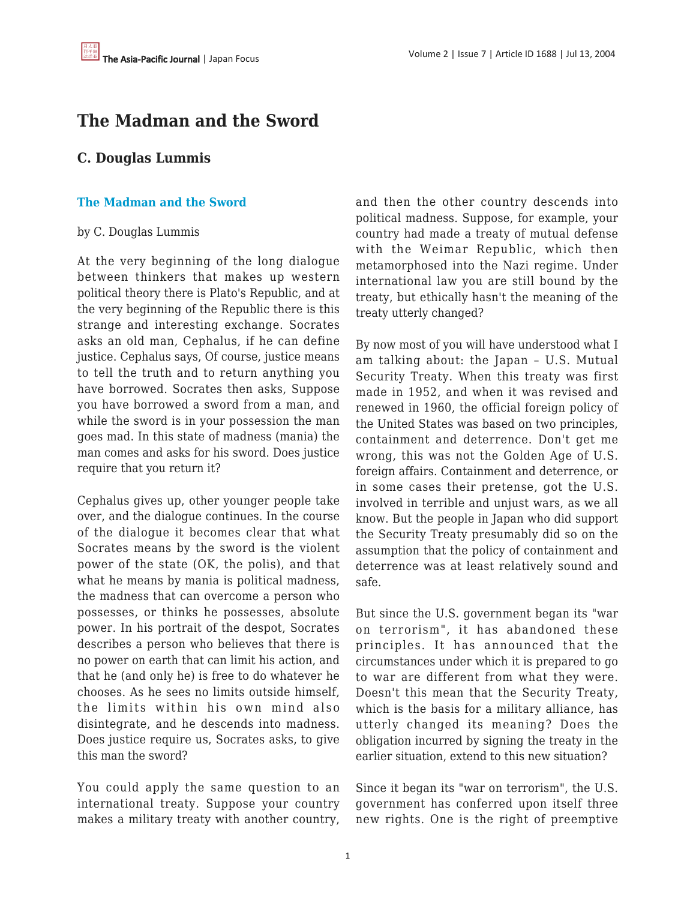# The Madman and the Sword

## C. Douglas Lummis

### The Madman and the Sword

by C. Douglas Lummis

At the very beginning of the long dialogue between thinkers that makes up western political theory there is Plato's Republic, and at the very beginning of the Republic there is this strange and interesting exchange. Socrates asks an old man, Cephalus, if he can define justice. Cephalus says, Of course, justice means to tell the truth and to return anything you have borrowed. Socrates then asks, Suppose you have borrowed a sword from a man, and while the sword is in your possession the man goes mad. In this state of madness (mania) the man comes and asks for his sword. Does justice require that you return it?

Cephalus gives up, other younger people take over, and the dialogue continues. In the course of the dialogue it becomes clear that what Socrates means by the sword is the violent power of the state (OK, the polis), and that what he means by mania is political madness, the madness that can overcome a person who possesses, or thinks he possesses, absolute power. In his portrait of the despot, Socrates describes a person who believes that there is no power on earth that can limit his action, and that he (and only he) is free to do whatever he chooses. As he sees no limits outside himself, the limits within his own mind also disintegrate, and he descends into madness. Does justice require us, Socrates asks, to give this man the sword?

You could apply the same question to an international treaty. Suppose your country makes a military treaty with another country, and then the other country descends into political madness. Suppose, for example, your country had made a treaty of mutual defense with the Weimar Republic, which then metamorphosed into the Nazi regime. Under international law you are still bound by the treaty, but ethically hasn't the meaning of the treaty utterly changed?

By now most of you will have understood what I am talking about: the Japan – U.S. Mutual Security Treaty. When this treaty was first made in 1952, and when it was revised and renewed in 1960, the official foreign policy of the United States was based on two principles, containment and deterrence. Don't get me wrong, this was not the Golden Age of U.S. foreign affairs. Containment and deterrence, or in some cases their pretense, got the U.S. involved in terrible and unjust wars, as we all know. But the people in Japan who did support the Security Treaty presumably did so on the assumption that the policy of containment and deterrence was at least relatively sound and safe.

But since the U.S. government began its "war on terrorism", it has abandoned these principles. It has announced that the circumstances under which it is prepared to go to war are different from what they were. Doesn't this mean that the Security Treaty, which is the basis for a military alliance, has utterly changed its meaning? Does the obligation incurred by signing the treaty in the earlier situation, extend to this new situation?

Since it began its "war on terrorism", the U.S. government has conferred upon itself three new rights. One is the right of preemptive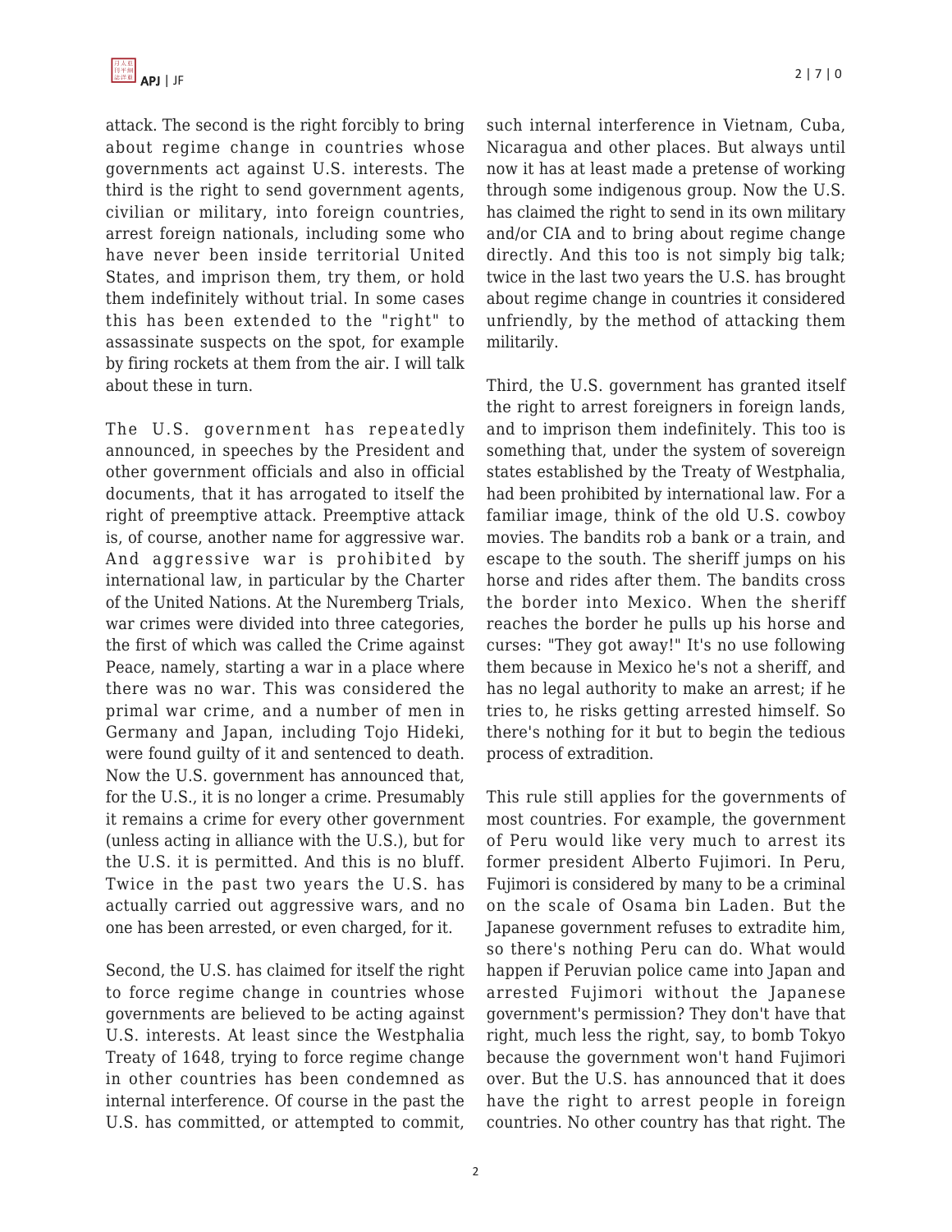attack. The second is the right forcibly to bring about regime change in countries whose governments act against U.S. interests. The third is the right to send government agents, civilian or military, into foreign countries, arrest foreign nationals, including some who have never been inside territorial United States, and imprison them, try them, or hold them indefinitely without trial. In some cases this has been extended to the "right" to assassinate suspects on the spot, for example by firing rockets at them from the air. I will talk about these in turn.

The U.S. government has repeatedly announced, in speeches by the President and other government officials and also in official documents, that it has arrogated to itself the right of preemptive attack. Preemptive attack is, of course, another name for aggressive war. And aggressive war is prohibited by international law, in particular by the Charter of the United Nations. At the Nuremberg Trials, war crimes were divided into three categories, the first of which was called the Crime against Peace, namely, starting a war in a place where there was no war. This was considered the primal war crime, and a number of men in Germany and Japan, including Tojo Hideki, were found guilty of it and sentenced to death. Now the U.S. government has announced that, for the U.S., it is no longer a crime. Presumably it remains a crime for every other government (unless acting in alliance with the U.S.), but for the U.S. it is permitted. And this is no bluff. Twice in the past two years the U.S. has actually carried out aggressive wars, and no one has been arrested, or even charged, for it.

Second, the U.S. has claimed for itself the right to force regime change in countries whose governments are believed to be acting against U.S. interests. At least since the Westphalia Treaty of 1648, trying to force regime change in other countries has been condemned as internal interference. Of course in the past the U.S. has committed, or attempted to commit, such internal interference in Vietnam, Cuba, Nicaragua and other places. But always until now it has at least made a pretense of working through some indigenous group. Now the U.S. has claimed the right to send in its own military and/or CIA and to bring about regime change directly. And this too is not simply big talk; twice in the last two years the U.S. has brought about regime change in countries it considered unfriendly, by the method of attacking them militarily.

Third, the U.S. government has granted itself the right to arrest foreigners in foreign lands, and to imprison them indefinitely. This too is something that, under the system of sovereign states established by the Treaty of Westphalia, had been prohibited by international law. For a familiar image, think of the old U.S. cowboy movies. The bandits rob a bank or a train, and escape to the south. The sheriff jumps on his horse and rides after them. The bandits cross the border into Mexico. When the sheriff reaches the border he pulls up his horse and curses: "They got away!" It's no use following them because in Mexico he's not a sheriff, and has no legal authority to make an arrest; if he tries to, he risks getting arrested himself. So there's nothing for it but to begin the tedious process of extradition.

This rule still applies for the governments of most countries. For example, the government of Peru would like very much to arrest its former president Alberto Fujimori. In Peru, Fujimori is considered by many to be a criminal on the scale of Osama bin Laden. But the Japanese government refuses to extradite him, so there's nothing Peru can do. What would happen if Peruvian police came into Japan and arrested Fujimori without the Japanese government's permission? They don't have that right, much less the right, say, to bomb Tokyo because the government won't hand Fujimori over. But the U.S. has announced that it does have the right to arrest people in foreign countries. No other country has that right. The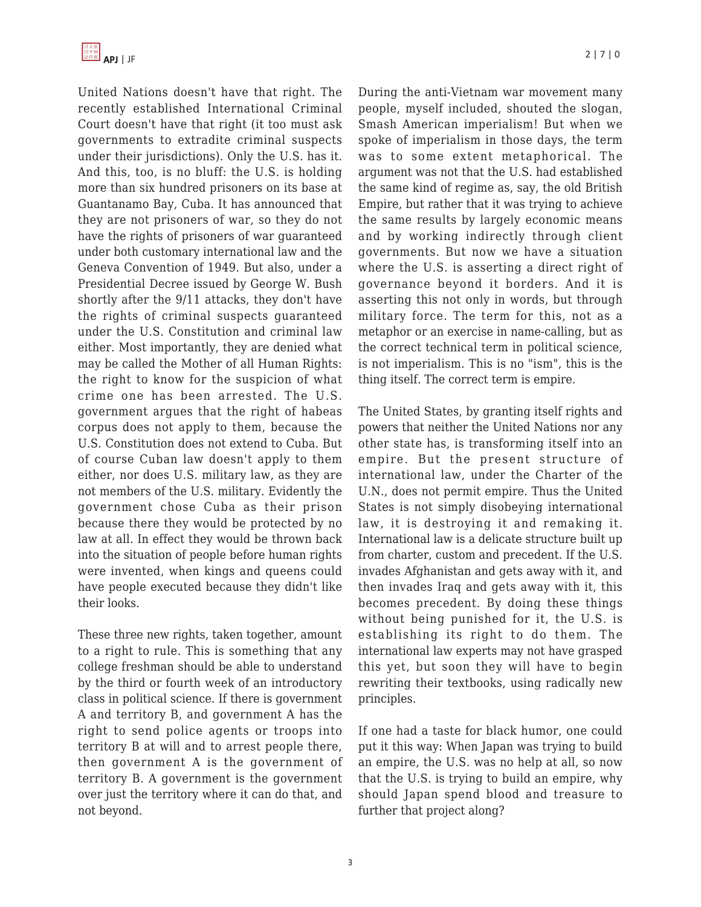United Nations doesn't have that right. The recently established International Criminal Court doesn't have that right (it too must ask governments to extradite criminal suspects under their jurisdictions). Only the U.S. has it. And this, too, is no bluff: the U.S. is holding more than six hundred prisoners on its base at Guantanamo Bay, Cuba. It has announced that they are not prisoners of war, so they do not have the rights of prisoners of war guaranteed under both customary international law and the Geneva Convention of 1949. But also, under a Presidential Decree issued by George W. Bush shortly after the 9/11 attacks, they don't have the rights of criminal suspects guaranteed under the U.S. Constitution and criminal law either. Most importantly, they are denied what may be called the Mother of all Human Rights: the right to know for the suspicion of what crime one has been arrested. The U.S. government argues that the right of habeas corpus does not apply to them, because the U.S. Constitution does not extend to Cuba. But of course Cuban law doesn't apply to them either, nor does U.S. military law, as they are not members of the U.S. military. Evidently the government chose Cuba as their prison because there they would be protected by no law at all. In effect they would be thrown back into the situation of people before human rights were invented, when kings and queens could have people executed because they didn't like their looks.

These three new rights, taken together, amount to a right to rule. This is something that any college freshman should be able to understand by the third or fourth week of an introductory class in political science. If there is government A and territory B, and government A has the right to send police agents or troops into territory B at will and to arrest people there, then government A is the government of territory B. A government is the government over just the territory where it can do that, and not beyond.

During the anti-Vietnam war movement many people, myself included, shouted the slogan, Smash American imperialism! But when we spoke of imperialism in those days, the term was to some extent metaphorical. The argument was not that the U.S. had established the same kind of regime as, say, the old British Empire, but rather that it was trying to achieve the same results by largely economic means and by working indirectly through client governments. But now we have a situation where the U.S. is asserting a direct right of governance beyond it borders. And it is asserting this not only in words, but through military force. The term for this, not as a metaphor or an exercise in name-calling, but as the correct technical term in political science, is not imperialism. This is no "ism", this is the thing itself. The correct term is empire.

The United States, by granting itself rights and powers that neither the United Nations nor any other state has, is transforming itself into an empire. But the present structure of international law, under the Charter of the U.N., does not permit empire. Thus the United States is not simply disobeying international law, it is destroying it and remaking it. International law is a delicate structure built up from charter, custom and precedent. If the U.S. invades Afghanistan and gets away with it, and then invades Iraq and gets away with it, this becomes precedent. By doing these things without being punished for it, the U.S. is establishing its right to do them. The international law experts may not have grasped this yet, but soon they will have to begin rewriting their textbooks, using radically new principles.

If one had a taste for black humor, one could put it this way: When Japan was trying to build an empire, the U.S. was no help at all, so now that the U.S. is trying to build an empire, why should Japan spend blood and treasure to further that project along?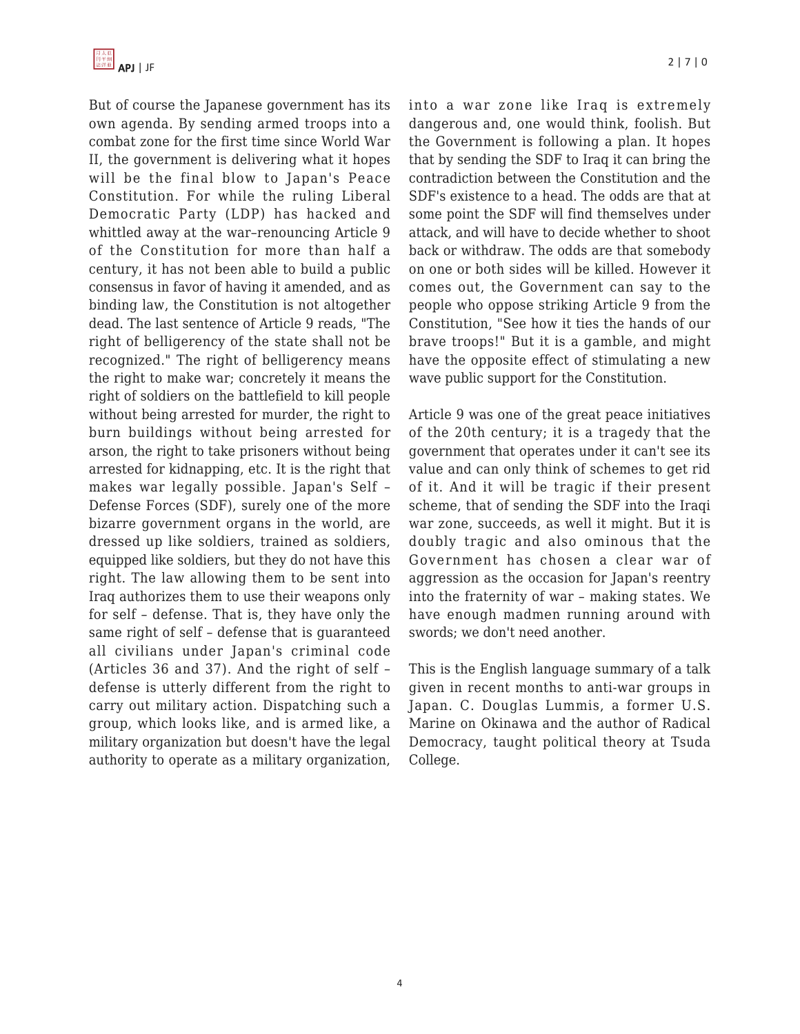But of course the Japanese government has its own agenda. By sending armed troops into a combat zone for the first time since World War II, the government is delivering what it hopes will be the final blow to Japan's Peace Constitution. For while the ruling Liberal Democratic Party (LDP) has hacked and whittled away at the war–renouncing Article 9 of the Constitution for more than half a century, it has not been able to build a public consensus in favor of having it amended, and as binding law, the Constitution is not altogether dead. The last sentence of Article 9 reads, "The right of belligerency of the state shall not be recognized." The right of belligerency means the right to make war; concretely it means the right of soldiers on the battlefield to kill people without being arrested for murder, the right to burn buildings without being arrested for arson, the right to take prisoners without being arrested for kidnapping, etc. It is the right that makes war legally possible. Japan's Self – Defense Forces (SDF), surely one of the more bizarre government organs in the world, are dressed up like soldiers, trained as soldiers, equipped like soldiers, but they do not have this right. The law allowing them to be sent into Iraq authorizes them to use their weapons only for self – defense. That is, they have only the same right of self – defense that is guaranteed all civilians under Japan's criminal code (Articles 36 and 37). And the right of self – defense is utterly different from the right to carry out military action. Dispatching such a group, which looks like, and is armed like, a military organization but doesn't have the legal authority to operate as a military organization, into a war zone like Iraq is extremely dangerous and, one would think, foolish. But the Government is following a plan. It hopes that by sending the SDF to Iraq it can bring the contradiction between the Constitution and the SDF's existence to a head. The odds are that at some point the SDF will find themselves under attack, and will have to decide whether to shoot back or withdraw. The odds are that somebody on one or both sides will be killed. However it comes out, the Government can say to the people who oppose striking Article 9 from the Constitution, "See how it ties the hands of our brave troops!" But it is a gamble, and might have the opposite effect of stimulating a new wave public support for the Constitution.

Article 9 was one of the great peace initiatives of the 20th century; it is a tragedy that the government that operates under it can't see its value and can only think of schemes to get rid of it. And it will be tragic if their present scheme, that of sending the SDF into the Iraqi war zone, succeeds, as well it might. But it is doubly tragic and also ominous that the Government has chosen a clear war of aggression as the occasion for Japan's reentry into the fraternity of war – making states. We have enough madmen running around with swords; we don't need another.

This is the English language summary of a talk given in recent months to anti-war groups in Japan. C. Douglas Lummis, a former U.S. Marine on Okinawa and the author of Radical Democracy, taught political theory at Tsuda College.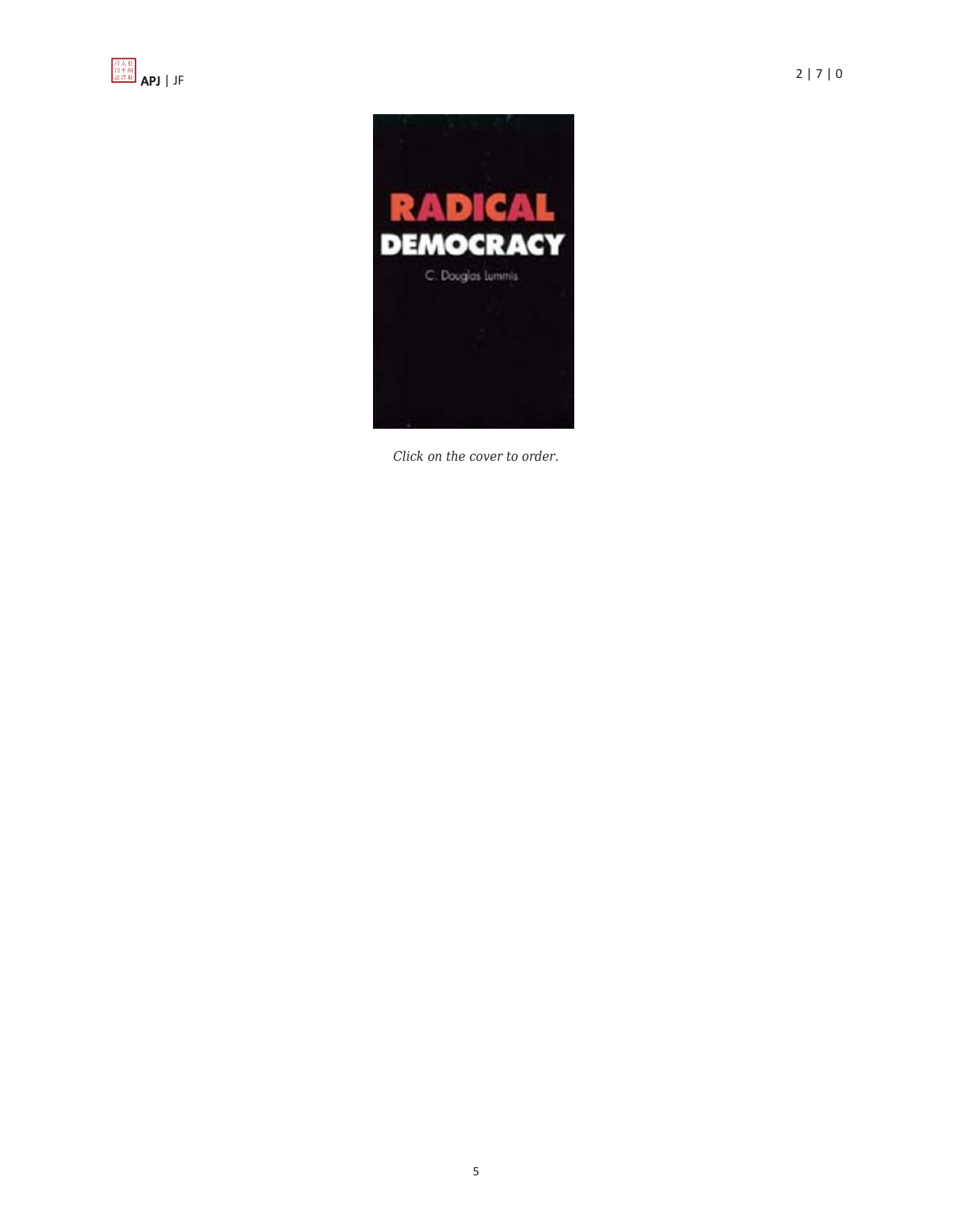*Click on the cover to order.*